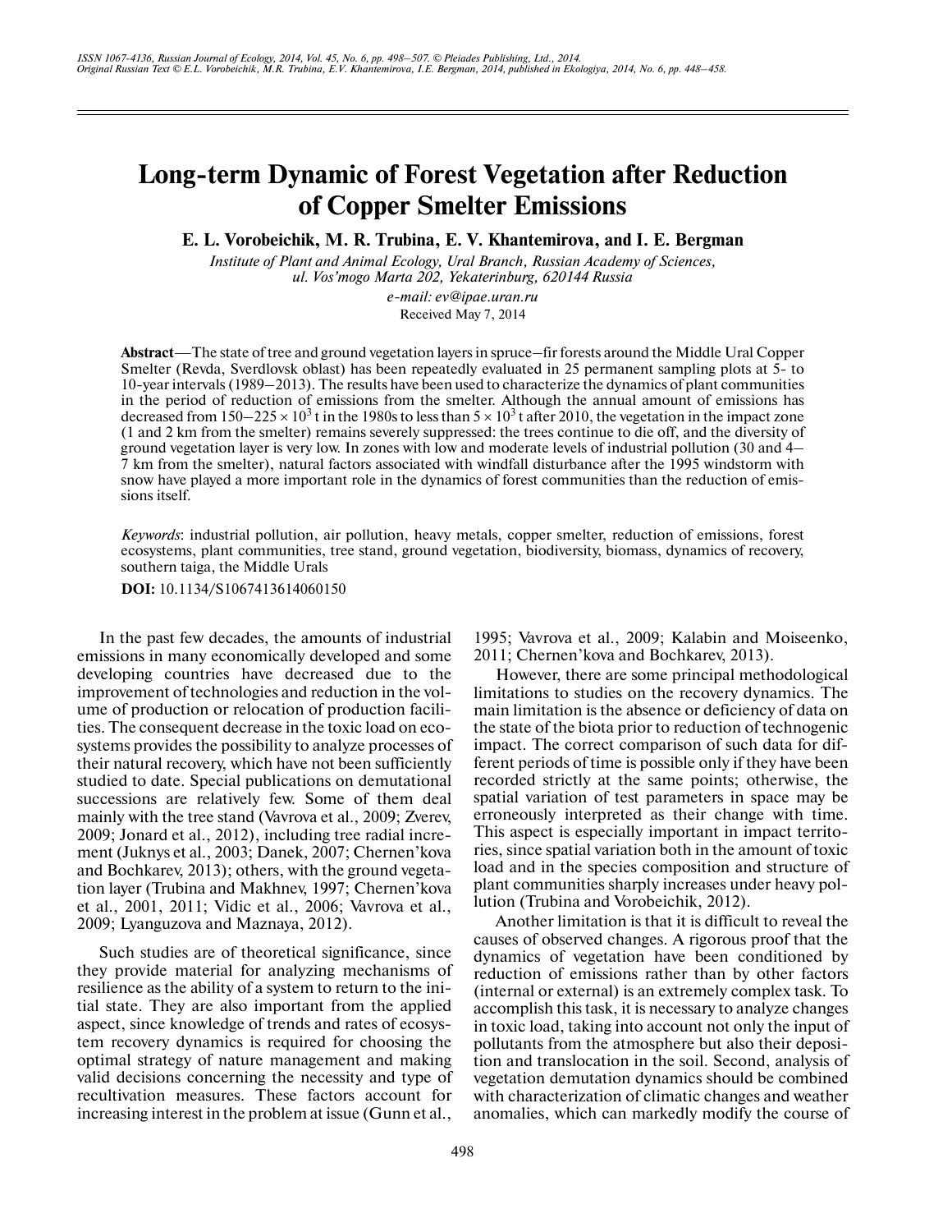# Long-term Dynamic of Forest Vegetation after Reduction of Copper Smelter Emissions

**E. L. Vorobeichik, M. R. Trubina, E. V. Khantemirova, and I. E. Bergman**

*Institute of Plant and Animal Ecology, Ural Branch, Russian Academy of Sciences, ul. Vos'mogo Marta 202, Yekaterinburg, 620144 Russia*

*e-mail: ev@ipae.uran.ru*

Received May 7, 2014

**Abstract**—The state of tree and ground vegetation layers in spruce–fir forests around the Middle Ural Copper Smelter (Revda, Sverdlovsk oblast) has been repeatedly evaluated in 25 permanent sampling plots at 5- to 10-year intervals (1989–2013). The results have been used to characterize the dynamics of plant communities in the period of reduction of emissions from the smelter. Although the annual amount of emissions has decreased from $150–225 \times 10^3$ t in the 1980s to less than $5 \times 10^3$ t after 2010, the vegetation in the impact zone (1 and 2 km from the smelter) remains severely suppressed: the trees continue to die off, and the diversity of ground vegetation layer is very low. In zones with low and moderate levels of industrial pollution (30 and 4–7 km from the smelter), natural factors associated with windfall disturbance after the 1995 windstorm with snow have played a more important role in the dynamics of forest communities than the reduction of emissions itself.

*Keywords*: industrial pollution, air pollution, heavy metals, copper smelter, reduction of emissions, forest ecosystems, plant communities, tree stand, ground vegetation, biodiversity, biomass, dynamics of recovery, southern taiga, the Middle Urals

**DOI:** 10.1134/S1067413614060150

In the past few decades, the amounts of industrial emissions in many economically developed and some developing countries have decreased due to the improvement of technologies and reduction in the volume of production or relocation of production facilities. The consequent decrease in the toxic load on ecosystems provides the possibility to analyze processes of their natural recovery, which have not been sufficiently studied to date. Special publications on demutational successions are relatively few. Some of them deal mainly with the tree stand (Vavrova et al., 2009; Zverev, 2009; Jonard et al., 2012), including tree radial increment (Juknys et al., 2003; Danek, 2007; Chernen'kova and Bochkarev, 2013); others, with the ground vegetation layer (Trubina and Makhnev, 1997; Chernen'kova et al., 2001, 2011; Vidic et al., 2006; Vavrova et al., 2009; Lyanguzova and Maznaya, 2012).

Such studies are of theoretical significance, since they provide material for analyzing mechanisms of resilience as the ability of a system to return to the initial state. They are also important from the applied aspect, since knowledge of trends and rates of ecosystem recovery dynamics is required for choosing the optimal strategy of nature management and making valid decisions concerning the necessity and type of recultivation measures. These factors account for increasing interest in the problem at issue (Gunn et al., 1995; Vavrova et al., 2009; Kalabin and Moiseenko, 2011; Chernen'kova and Bochkarev, 2013).

However, there are some principal methodological limitations to studies on the recovery dynamics. The main limitation is the absence or deficiency of data on the state of the biota prior to reduction of technogenic impact. The correct comparison of such data for different periods of time is possible only if they have been recorded strictly at the same points; otherwise, the spatial variation of test parameters in space may be erroneously interpreted as their change with time. This aspect is especially important in impact territories, since spatial variation both in the amount of toxic load and in the species composition and structure of plant communities sharply increases under heavy pollution (Trubina and Vorobeichik, 2012).

Another limitation is that it is difficult to reveal the causes of observed changes. A rigorous proof that the dynamics of vegetation have been conditioned by reduction of emissions rather than by other factors (internal or external) is an extremely complex task. To accomplish this task, it is necessary to analyze changes in toxic load, taking into account not only the input of pollutants from the atmosphere but also their deposition and translocation in the soil. Second, analysis of vegetation demutation dynamics should be combined with characterization of climatic changes and weather anomalies, which can markedly modify the course of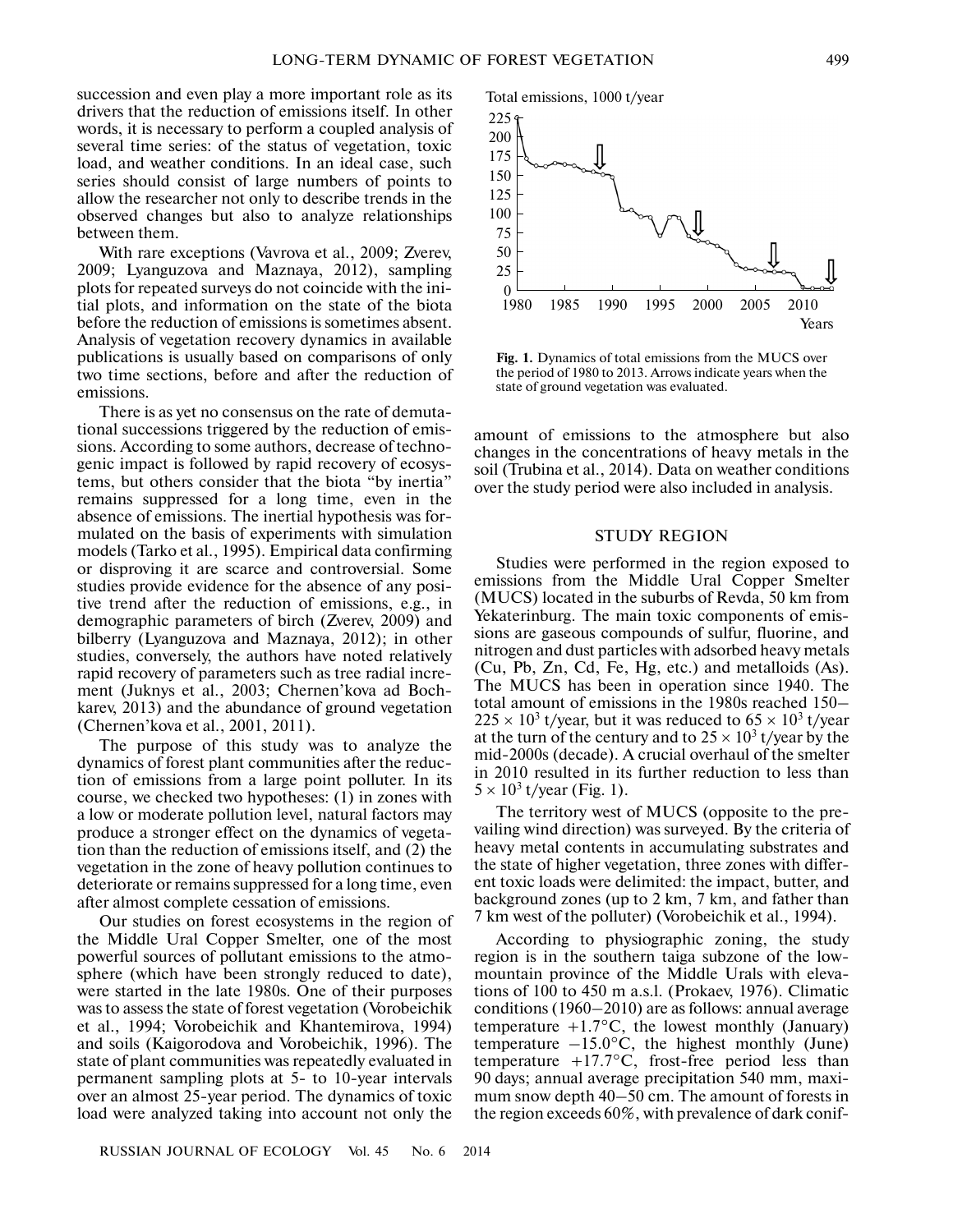succession and even play a more important role as its drivers that the reduction of emissions itself. In other words, it is necessary to perform a coupled analysis of several time series: of the status of vegetation, toxic load, and weather conditions. In an ideal case, such series should consist of large numbers of points to allow the researcher not only to describe trends in the observed changes but also to analyze relationships between them.

With rare exceptions (Vavrova et al., 2009; Zverev, 2009; Lyanguzova and Maznaya, 2012), sampling plots for repeated surveys do not coincide with the initial plots, and information on the state of the biota before the reduction of emissions is sometimes absent. Analysis of vegetation recovery dynamics in available publications is usually based on comparisons of only two time sections, before and after the reduction of emissions.

There is as yet no consensus on the rate of demutational successions triggered by the reduction of emissions. According to some authors, decrease of technogenic impact is followed by rapid recovery of ecosystems, but others consider that the biota "by inertia" remains suppressed for a long time, even in the absence of emissions. The inertial hypothesis was formulated on the basis of experiments with simulation models (Tarko et al., 1995). Empirical data confirming or disproving it are scarce and controversial. Some studies provide evidence for the absence of any positive trend after the reduction of emissions, e.g., in demographic parameters of birch (Zverev, 2009) and bilberry (Lyanguzova and Maznaya, 2012); in other studies, conversely, the authors have noted relatively rapid recovery of parameters such as tree radial increment (Juknys et al., 2003; Chernen'kova ad Bochkarev, 2013) and the abundance of ground vegetation (Chernen'kova et al., 2001, 2011).

The purpose of this study was to analyze the dynamics of forest plant communities after the reduction of emissions from a large point polluter. In its course, we checked two hypotheses: (1) in zones with a low or moderate pollution level, natural factors may produce a stronger effect on the dynamics of vegetation than the reduction of emissions itself, and (2) the vegetation in the zone of heavy pollution continues to deteriorate or remains suppressed for a long time, even after almost complete cessation of emissions.

Our studies on forest ecosystems in the region of the Middle Ural Copper Smelter, one of the most powerful sources of pollutant emissions to the atmosphere (which have been strongly reduced to date), were started in the late 1980s. One of their purposes was to assess the state of forest vegetation (Vorobeichik et al., 1994; Vorobeichik and Khantemirova, 1994) and soils (Kaigorodova and Vorobeichik, 1996). The state of plant communities was repeatedly evaluated in permanent sampling plots at 5- to 10-year intervals over an almost 25-year period. The dynamics of toxic load were analyzed taking into account not only the amount of emissions to the atmosphere but also changes in the concentrations of heavy metals in the soil (Trubina et al., 2014). Data on weather conditions over the study period were also included in analysis.

**Fig. 1.** Dynamics of total emissions from the MUCS over the period of 1980 to 2013. Arrows indicate years when the state of ground vegetation was evaluated.

## STUDY REGION

Studies were performed in the region exposed to emissions from the Middle Ural Copper Smelter (MUCS) located in the suburbs of Revda, 50 km from Yekaterinburg. The main toxic components of emissions are gaseous compounds of sulfur, fluorine, and nitrogen and dust particles with adsorbed heavy metals (Cu, Pb, Zn, Cd, Fe, Hg, etc.) and metalloids (As). The MUCS has been in operation since 1940. The total amount of emissions in the 1980s reached 150–$225 \times 10^3$ t/year, but it was reduced to $65 \times 10^3$ t/year at the turn of the century and to $25 \times 10^3$ t/year by the mid-2000s (decade). A crucial overhaul of the smelter in 2010 resulted in its further reduction to less than $5 \times 10^3$ t/year (Fig. 1).

The territory west of MUCS (opposite to the prevailing wind direction) was surveyed. By the criteria of heavy metal contents in accumulating substrates and the state of higher vegetation, three zones with different toxic loads were delimited: the impact, butter, and background zones (up to 2 km, 7 km, and father than 7 km west of the polluter) (Vorobeichik et al., 1994).

According to physiographic zoning, the study region is in the southern taiga subzone of the low-mountain province of the Middle Urals with elevations of 100 to 450 m a.s.l. (Prokaev, 1976). Climatic conditions (1960–2010) are as follows: annual average temperature +1.7°C, the lowest monthly (January) temperature –15.0°C, the highest monthly (June) temperature +17.7°C, frost-free period less than 90 days; annual average precipitation 540 mm, maximum snow depth 40–50 cm. The amount of forests in the region exceeds 60%, with prevalence of dark conif-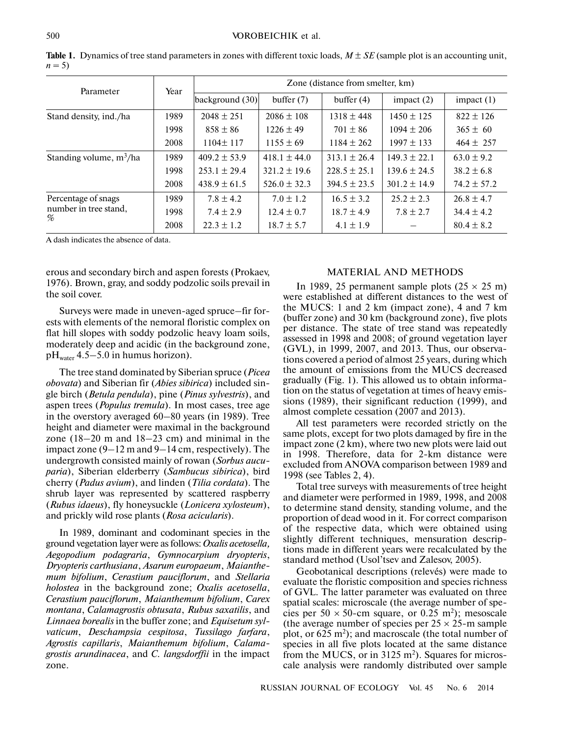**Table 1.** Dynamics of tree stand parameters in zones with different toxic loads, $M \pm SE$ (sample plot is an accounting unit, $n = 5$)

| Parameter | Year | Zone (distance from smelter, km) | | | | |
|---|---|---|---|---|---|---|
| | | background (30) | buffer (7) | buffer (4) | impact (2) | impact (1) |
| Stand density, ind./ha | 1989 | 2048 ± 251 | 2086 ± 108 | 1318 ± 448 | 1450 ± 125 | 822 ± 126 |
| | 1998 | 858 ± 86 | 1226 ± 49 | 701 ± 86 | 1094 ± 206 | 365 ± 60 |
| | 2008 | 1104± 117 | 1155 ± 69 | 1184 ± 262 | 1997 ± 133 | 464 ± 257 |
| Standing volume, $m^3$/ha | 1989 | 409.2 ± 53.9 | 418.1 ± 44.0 | 313.1 ± 26.4 | 149.3 ± 22.1 | 63.0 ± 9.2 |
| | 1998 | 253.1 ± 29.4 | 321.2 ± 19.6 | 228.5 ± 25.1 | 139.6 ± 24.5 | 38.2 ± 6.8 |
| | 2008 | 438.9 ± 61.5 | 526.0 ± 32.3 | 394.5 ± 23.5 | 301.2 ± 14.9 | 74.2 ± 57.2 |
| Percentage of snags number in tree stand, % | 1989 | 7.8 ± 4.2 | 7.0 ± 1.2 | 16.5 ± 3.2 | 25.2 ± 2.3 | 26.8 ± 4.7 |
| | 1998 | 7.4 ± 2.9 | 12.4 ± 0.7 | 18.7 ± 4.9 | 7.8 ± 2.7 | 34.4 ± 4.2 |
| | 2008 | 22.3 ± 1.2 | 18.7 ± 5.7 | 4.1 ± 1.9 | – | 80.4 ± 8.2 |

A dash indicates the absence of data.

erous and secondary birch and aspen forests (Prokaev, 1976). Brown, gray, and soddy podzolic soils prevail in the soil cover.

Surveys were made in uneven-aged spruce–fir forests with elements of the nemoral floristic complex on flat hill slopes with soddy podzolic heavy loam soils, moderately deep and acidic (in the background zone, $pH_{water}$ 4.5–5.0 in humus horizon).

The tree stand dominated by Siberian spruce (*Picea obovata*) and Siberian fir (*Abies sibirica*) included single birch (*Betula pendula*), pine (*Pinus sylvestris*), and aspen trees (*Populus tremula*). In most cases, tree age in the overstory averaged 60–80 years (in 1989). Tree height and diameter were maximal in the background zone (18–20 m and 18–23 cm) and minimal in the impact zone (9–12 m and 9–14 cm, respectively). The undergrowth consisted mainly of rowan (*Sorbus aucuparia*), Siberian elderberry (*Sambucus sibirica*), bird cherry (*Padus avium*), and linden (*Tilia cordata*). The shrub layer was represented by scattered raspberry (*Rubus idaeus*), fly honeysuckle (*Lonicera xylosteum*), and prickly wild rose plants (*Rosa acicularis*).

In 1989, dominant and codominant species in the ground vegetation layer were as follows: *Oxalis acetosella, Aegopodium podagraria*, *Gymnocarpium dryopteris*, *Dryopteris carthusiana*, *Asarum europaeum*, *Maianthemum bifolium*, *Cerastium pauciflorum*, and *Stellaria holostea* in the background zone; *Oxalis acetosella*, *Cerastium pauciflorum*, *Maianthemum bifolium*, *Carex montana*, *Calamagrostis obtusata*, *Rubus saxatilis*, and *Linnaea borealis* in the buffer zone; and *Equisetum sylvaticum*, *Deschampsia cespitosa*, *Tussilago farfara*, *Agrostis capillaris*, *Maianthemum bifolium*, *Calamagrostis arundinacea*, and *C. langsdorffii* in the impact zone.

## MATERIAL AND METHODS

In 1989, 25 permanent sample plots (25 × 25 m) were established at different distances to the west of the MUCS: 1 and 2 km (impact zone), 4 and 7 km (buffer zone) and 30 km (background zone), five plots per distance. The state of tree stand was repeatedly assessed in 1998 and 2008; of ground vegetation layer (GVL), in 1999, 2007, and 2013. Thus, our observations covered a period of almost 25 years, during which the amount of emissions from the MUCS decreased gradually (Fig. 1). This allowed us to obtain information on the status of vegetation at times of heavy emissions (1989), their significant reduction (1999), and almost complete cessation (2007 and 2013).

All test parameters were recorded strictly on the same plots, except for two plots damaged by fire in the impact zone (2 km), where two new plots were laid out in 1998. Therefore, data for 2-km distance were excluded from ANOVA comparison between 1989 and 1998 (see Tables 2, 4).

Total tree surveys with measurements of tree height and diameter were performed in 1989, 1998, and 2008 to determine stand density, standing volume, and the proportion of dead wood in it. For correct comparison of the respective data, which were obtained using slightly different techniques, mensuration descriptions made in different years were recalculated by the standard method (Usol'tsev and Zalesov, 2005).

Geobotanical descriptions (relevés) were made to evaluate the floristic composition and species richness of GVL. The latter parameter was evaluated on three spatial scales: microscale (the average number of species per 50 × 50-cm square, or 0.25 $m^2$); mesoscale (the average number of species per 25 × 25-m sample plot, or 625 $m^2$); and macroscale (the total number of species in all five plots located at the same distance from the MUCS, or in 3125 $m^2$). Squares for microscale analysis were randomly distributed over sample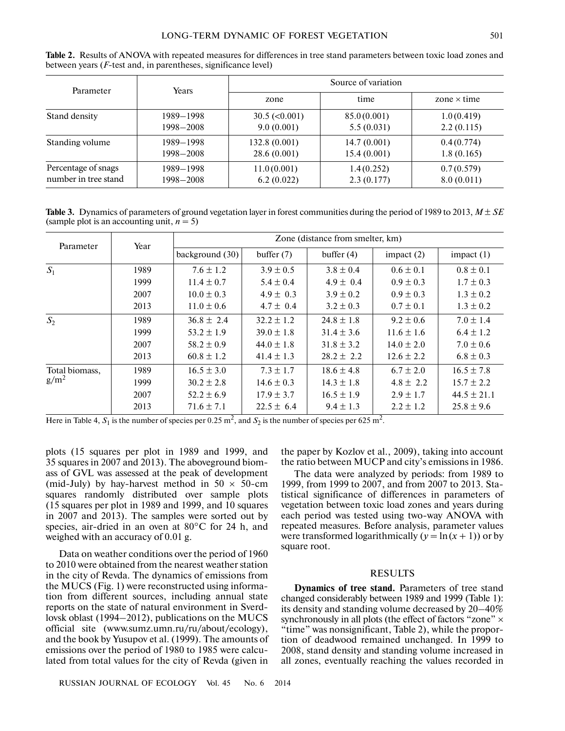**Table 2.** Results of ANOVA with repeated measures for differences in tree stand parameters between toxic load zones and between years ($F$-test and, in parentheses, significance level)

| Parameter | Years | Source of variation | | |
|---|---|---|---|---|
| | | zone | time | zone × time |
| Stand density | 1989–1998 | 30.5 (<0.001) | 85.0 (0.001) | 1.0 (0.419) |
| | 1998–2008 | 9.0 (0.001) | 5.5 (0.031) | 2.2 (0.115) |
| Standing volume | 1989–1998 | 132.8 (0.001) | 14.7 (0.001) | 0.4 (0.774) |
| | 1998–2008 | 28.6 (0.001) | 15.4 (0.001) | 1.8 (0.165) |
| Percentage of snags number in tree stand | 1989–1998 | 11.0 (0.001) | 1.4 (0.252) | 0.7 (0.579) |
| | 1998–2008 | 6.2 (0.022) | 2.3 (0.177) | 8.0 (0.011) |

**Table 3.** Dynamics of parameters of ground vegetation layer in forest communities during the period of 1989 to 2013, $M \pm SE$ (sample plot is an accounting unit, $n = 5$)

| Parameter | Year | Zone (distance from smelter, km) | | | | |
|---|---|---|---|---|---|---|
| | | background (30) | buffer (7) | buffer (4) | impact (2) | impact (1) |
| $S_1$ | 1989 | 7.6 ± 1.2 | 3.9 ± 0.5 | 3.8 ± 0.4 | 0.6 ± 0.1 | 0.8 ± 0.1 |
| | 1999 | 11.4 ± 0.7 | 5.4 ± 0.4 | 4.9 ± 0.4 | 0.9 ± 0.3 | 1.7 ± 0.3 |
| | 2007 | 10.0 ± 0.3 | 4.9 ± 0.3 | 3.9 ± 0.2 | 0.9 ± 0.3 | 1.3 ± 0.2 |
| | 2013 | 11.0 ± 0.6 | 4.7 ± 0.4 | 3.2 ± 0.3 | 0.7 ± 0.1 | 1.3 ± 0.2 |
| $S_2$ | 1989 | 36.8 ± 2.4 | 32.2 ± 1.2 | 24.8 ± 1.8 | 9.2 ± 0.6 | 7.0 ± 1.4 |
| | 1999 | 53.2 ± 1.9 | 39.0 ± 1.8 | 31.4 ± 3.6 | 11.6 ± 1.6 | 6.4 ± 1.2 |
| | 2007 | 58.2 ± 0.9 | 44.0 ± 1.8 | 31.8 ± 3.2 | 14.0 ± 2.0 | 7.0 ± 0.6 |
| | 2013 | 60.8 ± 1.2 | 41.4 ± 1.3 | 28.2 ± 2.2 | 12.6 ± 2.2 | 6.8 ± 0.3 |
| Total biomass, g/m$^2$ | 1989 | 16.5 ± 3.0 | 7.3 ± 1.7 | 18.6 ± 4.8 | 6.7 ± 2.0 | 16.5 ± 7.8 |
| | 1999 | 30.2 ± 2.8 | 14.6 ± 0.3 | 14.3 ± 1.8 | 4.8 ± 2.2 | 15.7 ± 2.2 |
| | 2007 | 52.2 ± 6.9 | 17.9 ± 3.7 | 16.5 ± 1.9 | 2.9 ± 1.7 | 44.5 ± 21.1 |
| | 2013 | 71.6 ± 7.1 | 22.5 ± 6.4 | 9.4 ± 1.3 | 2.2 ± 1.2 | 25.8 ± 9.6 |

Here in Table 4, $S_1$ is the number of species per 0.25 m$^2$, and $S_2$ is the number of species per 625 m$^2$.

plots (15 squares per plot in 1989 and 1999, and 35 squares in 2007 and 2013). The aboveground biomass of GVL was assessed at the peak of development (mid-July) by hay-harvest method in 50 × 50-cm squares randomly distributed over sample plots (15 squares per plot in 1989 and 1999, and 10 squares in 2007 and 2013). The samples were sorted out by species, air-dried in an oven at 80°C for 24 h, and weighed with an accuracy of 0.01 g.

Data on weather conditions over the period of 1960 to 2010 were obtained from the nearest weather station in the city of Revda. The dynamics of emissions from the MUCS (Fig. 1) were reconstructed using information from different sources, including annual state reports on the state of natural environment in Sverdlovsk oblast (1994–2012), publications on the MUCS official site (www.sumz.umn.ru/ru/about/ecology), and the book by Yusupov et al. (1999). The amounts of emissions over the period of 1980 to 1985 were calculated from total values for the city of Revda (given in the paper by Kozlov et al., 2009), taking into account the ratio between MUCP and city's emissions in 1986.

The data were analyzed by periods: from 1989 to 1999, from 1999 to 2007, and from 2007 to 2013. Statistical significance of differences in parameters of vegetation between toxic load zones and years during each period was tested using two-way ANOVA with repeated measures. Before analysis, parameter values were transformed logarithmically ($y = \ln(x + 1)$) or by square root.

## RESULTS

**Dynamics of tree stand.** Parameters of tree stand changed considerably between 1989 and 1999 (Table 1): its density and standing volume decreased by 20–40% synchronously in all plots (the effect of factors "zone" × "time" was nonsignificant, Table 2), while the proportion of deadwood remained unchanged. In 1999 to 2008, stand density and standing volume increased in all zones, eventually reaching the values recorded in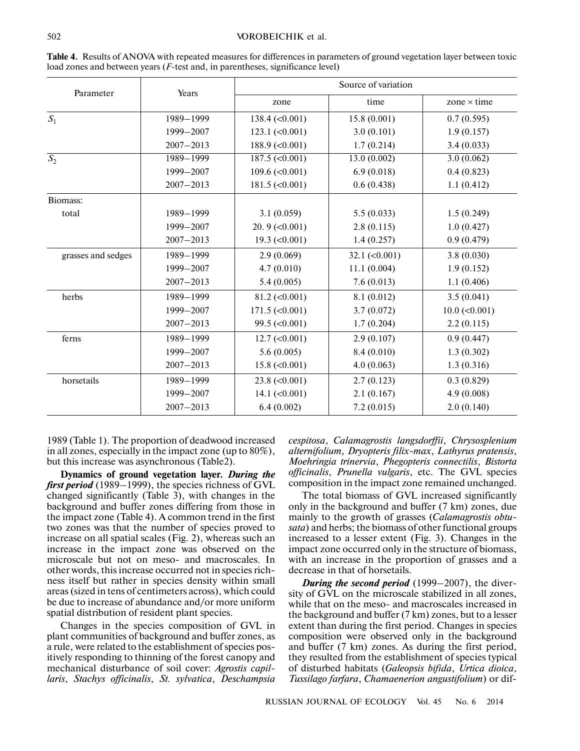**Table 4.** Results of ANOVA with repeated measures for differences in parameters of ground vegetation layer between toxic load zones and between years ($F$-test and, in parentheses, significance level)

| Parameter | Years | Source of variation | | |
|---|---|---|---|---|
| | | zone | time | zone × time |
| $S_1$ | 1989–1999 | 138.4 (<0.001) | 15.8 (0.001) | 0.7 (0.595) |
| | 1999–2007 | 123.1 (<0.001) | 3.0 (0.101) | 1.9 (0.157) |
| | 2007–2013 | 188.9 (<0.001) | 1.7 (0.214) | 3.4 (0.033) |
| $S_2$ | 1989–1999 | 187.5 (<0.001) | 13.0 (0.002) | 3.0 (0.062) |
| | 1999–2007 | 109.6 (<0.001) | 6.9 (0.018) | 0.4 (0.823) |
| | 2007–2013 | 181.5 (<0.001) | 0.6 (0.438) | 1.1 (0.412) |
| Biomass: | | | | |
| total | 1989–1999 | 3.1 (0.059) | 5.5 (0.033) | 1.5 (0.249) |
| | 1999–2007 | 20. 9 (<0.001) | 2.8 (0.115) | 1.0 (0.427) |
| | 2007–2013 | 19.3 (<0.001) | 1.4 (0.257) | 0.9 (0.479) |
| grasses and sedges | 1989–1999 | 2.9 (0.069) | 32.1 (<0.001) | 3.8 (0.030) |
| | 1999–2007 | 4.7 (0.010) | 11.1 (0.004) | 1.9 (0.152) |
| | 2007–2013 | 5.4 (0.005) | 7.6 (0.013) | 1.1 (0.406) |
| herbs | 1989–1999 | 81.2 (<0.001) | 8.1 (0.012) | 3.5 (0.041) |
| | 1999–2007 | 171.5 (<0.001) | 3.7 (0.072) | 10.0 (<0.001) |
| | 2007–2013 | 99.5 (<0.001) | 1.7 (0.204) | 2.2 (0.115) |
| ferns | 1989–1999 | 12.7 (<0.001) | 2.9 (0.107) | 0.9 (0.447) |
| | 1999–2007 | 5.6 (0.005) | 8.4 (0.010) | 1.3 (0.302) |
| | 2007–2013 | 15.8 (<0.001) | 4.0 (0.063) | 1.3 (0.316) |
| horsetails | 1989–1999 | 23.8 (<0.001) | 2.7 (0.123) | 0.3 (0.829) |
| | 1999–2007 | 14.1 (<0.001) | 2.1 (0.167) | 4.9 (0.008) |
| | 2007–2013 | 6.4 (0.002) | 7.2 (0.015) | 2.0 (0.140) |

1989 (Table 1). The proportion of deadwood increased in all zones, especially in the impact zone (up to 80%), but this increase was asynchronous (Table2).

**Dynamics of ground vegetation layer.** ***During the first period*** (1989–1999), the species richness of GVL changed significantly (Table 3), with changes in the background and buffer zones differing from those in the impact zone (Table 4). A common trend in the first two zones was that the number of species proved to increase on all spatial scales (Fig. 2), whereas such an increase in the impact zone was observed on the microscale but not on meso- and macroscales. In other words, this increase occurred not in species richness itself but rather in species density within small areas (sized in tens of centimeters across), which could be due to increase of abundance and/or more uniform spatial distribution of resident plant species.

Changes in the species composition of GVL in plant communities of background and buffer zones, as a rule, were related to the establishment of species positively responding to thinning of the forest canopy and mechanical disturbance of soil cover: *Agrostis capillaris*, *Stachys officinalis*, *St. sylvatica*, *Deschampsia cespitosa*, *Calamagrostis langsdorffii*, *Chrysosplenium alternifolium, Dryopteris filix-max*, *Lathyrus pratensis*, *Moehringia trinervia*, *Phegopteris connectilis*, *Bistorta officinalis*, *Prunella vulgaris*, etc. The GVL species composition in the impact zone remained unchanged.

The total biomass of GVL increased significantly only in the background and buffer (7 km) zones, due mainly to the growth of grasses (*Calamagrostis obtusata*) and herbs; the biomass of other functional groups increased to a lesser extent (Fig. 3). Changes in the impact zone occurred only in the structure of biomass, with an increase in the proportion of grasses and a decrease in that of horsetails.

***During the second period*** (1999–2007), the diversity of GVL on the microscale stabilized in all zones, while that on the meso- and macroscales increased in the background and buffer (7 km) zones, but to a lesser extent than during the first period. Changes in species composition were observed only in the background and buffer (7 km) zones. As during the first period, they resulted from the establishment of species typical of disturbed habitats (*Galeopsis bifida*, *Urtica dioica*, *Tussilago farfara*, *Chamaenerion angustifolium*) or dif-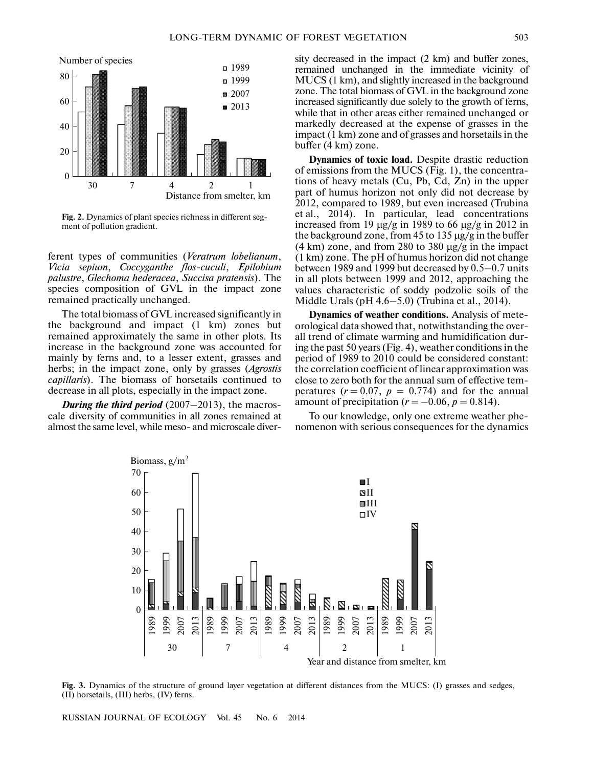Fig. 2. Dynamics of plant species richness in different segment of pollution gradient.

ferent types of communities (*Veratrum lobelianum*, *Vicia sepium*, *Coccyganthe flos-cuculi*, *Epilobium palustre*, *Glechoma hederacea*, *Succisa pratensis*). The species composition of GVL in the impact zone remained practically unchanged.

The total biomass of GVL increased significantly in the background and impact (1 km) zones but remained approximately the same in other plots. Its increase in the background zone was accounted for mainly by ferns and, to a lesser extent, grasses and herbs; in the impact zone, only by grasses (*Agrostis capillaris*). The biomass of horsetails continued to decrease in all plots, especially in the impact zone.

***During the third period*** (2007–2013), the macroscale diversity of communities in all zones remained at almost the same level, while meso- and microscale diversity decreased in the impact (2 km) and buffer zones, remained unchanged in the immediate vicinity of MUCS (1 km), and slightly increased in the background zone. The total biomass of GVL in the background zone increased significantly due solely to the growth of ferns, while that in other areas either remained unchanged or markedly decreased at the expense of grasses in the impact (1 km) zone and of grasses and horsetails in the buffer (4 km) zone.

**Dynamics of toxic load.** Despite drastic reduction of emissions from the MUCS (Fig. 1), the concentrations of heavy metals (Cu, Pb, Cd, Zn) in the upper part of humus horizon not only did not decrease by 2012, compared to 1989, but even increased (Trubina et al., 2014). In particular, lead concentrations increased from 19 μg/g in 1989 to 66 μg/g in 2012 in the background zone, from 45 to 135 μg/g in the buffer (4 km) zone, and from 280 to 380 μg/g in the impact (1 km) zone. The pH of humus horizon did not change between 1989 and 1999 but decreased by 0.5–0.7 units in all plots between 1999 and 2012, approaching the values characteristic of soddy podzolic soils of the Middle Urals (pH 4.6–5.0) (Trubina et al., 2014).

**Dynamics of weather conditions.** Analysis of meteorological data showed that, notwithstanding the overall trend of climate warming and humidification during the past 50 years (Fig. 4), weather conditions in the period of 1989 to 2010 could be considered constant: the correlation coefficient of linear approximation was close to zero both for the annual sum of effective temperatures ($r = 0.07$, $p = 0.774$) and for the annual amount of precipitation ($r = -0.06$, $p = 0.814$).

To our knowledge, only one extreme weather phenomenon with serious consequences for the dynamics

Fig. 3. Dynamics of the structure of ground layer vegetation at different distances from the MUCS: (I) grasses and sedges, (II) horsetails, (III) herbs, (IV) ferns.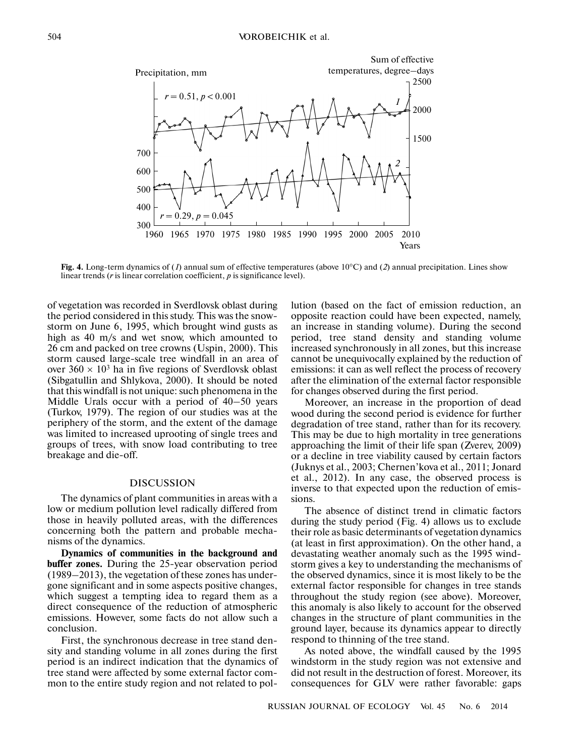**Fig. 4.** Long-term dynamics of (*1*) annual sum of effective temperatures (above 10°C) and (*2*) annual precipitation. Lines show linear trends (*r* is linear correlation coefficient, *p* is significance level).

of vegetation was recorded in Sverdlovsk oblast during the period considered in this study. This was the snowstorm on June 6, 1995, which brought wind gusts as high as 40 m/s and wet snow, which amounted to 26 cm and packed on tree crowns (Uspin, 2000). This storm caused large-scale tree windfall in an area of over $360 \times 10^3$ ha in five regions of Sverdlovsk oblast (Sibgatullin and Shlykova, 2000). It should be noted that this windfall is not unique: such phenomena in the Middle Urals occur with a period of 40–50 years (Turkov, 1979). The region of our studies was at the periphery of the storm, and the extent of the damage was limited to increased uprooting of single trees and groups of trees, with snow load contributing to tree breakage and die-off.

## DISCUSSION

The dynamics of plant communities in areas with a low or medium pollution level radically differed from those in heavily polluted areas, with the differences concerning both the pattern and probable mechanisms of the dynamics.

**Dynamics of communities in the background and buffer zones.** During the 25-year observation period (1989–2013), the vegetation of these zones has undergone significant and in some aspects positive changes, which suggest a tempting idea to regard them as a direct consequence of the reduction of atmospheric emissions. However, some facts do not allow such a conclusion.

First, the synchronous decrease in tree stand density and standing volume in all zones during the first period is an indirect indication that the dynamics of tree stand were affected by some external factor common to the entire study region and not related to pollution (based on the fact of emission reduction, an opposite reaction could have been expected, namely, an increase in standing volume). During the second period, tree stand density and standing volume increased synchronously in all zones, but this increase cannot be unequivocally explained by the reduction of emissions: it can as well reflect the process of recovery after the elimination of the external factor responsible for changes observed during the first period.

Moreover, an increase in the proportion of dead wood during the second period is evidence for further degradation of tree stand, rather than for its recovery. This may be due to high mortality in tree generations approaching the limit of their life span (Zverev, 2009) or a decline in tree viability caused by certain factors (Juknys et al., 2003; Chernen'kova et al., 2011; Jonard et al., 2012). In any case, the observed process is inverse to that expected upon the reduction of emissions.

The absence of distinct trend in climatic factors during the study period (Fig. 4) allows us to exclude their role as basic determinants of vegetation dynamics (at least in first approximation). On the other hand, a devastating weather anomaly such as the 1995 windstorm gives a key to understanding the mechanisms of the observed dynamics, since it is most likely to be the external factor responsible for changes in tree stands throughout the study region (see above). Moreover, this anomaly is also likely to account for the observed changes in the structure of plant communities in the ground layer, because its dynamics appear to directly respond to thinning of the tree stand.

As noted above, the windfall caused by the 1995 windstorm in the study region was not extensive and did not result in the destruction of forest. Moreover, its consequences for GLV were rather favorable: gaps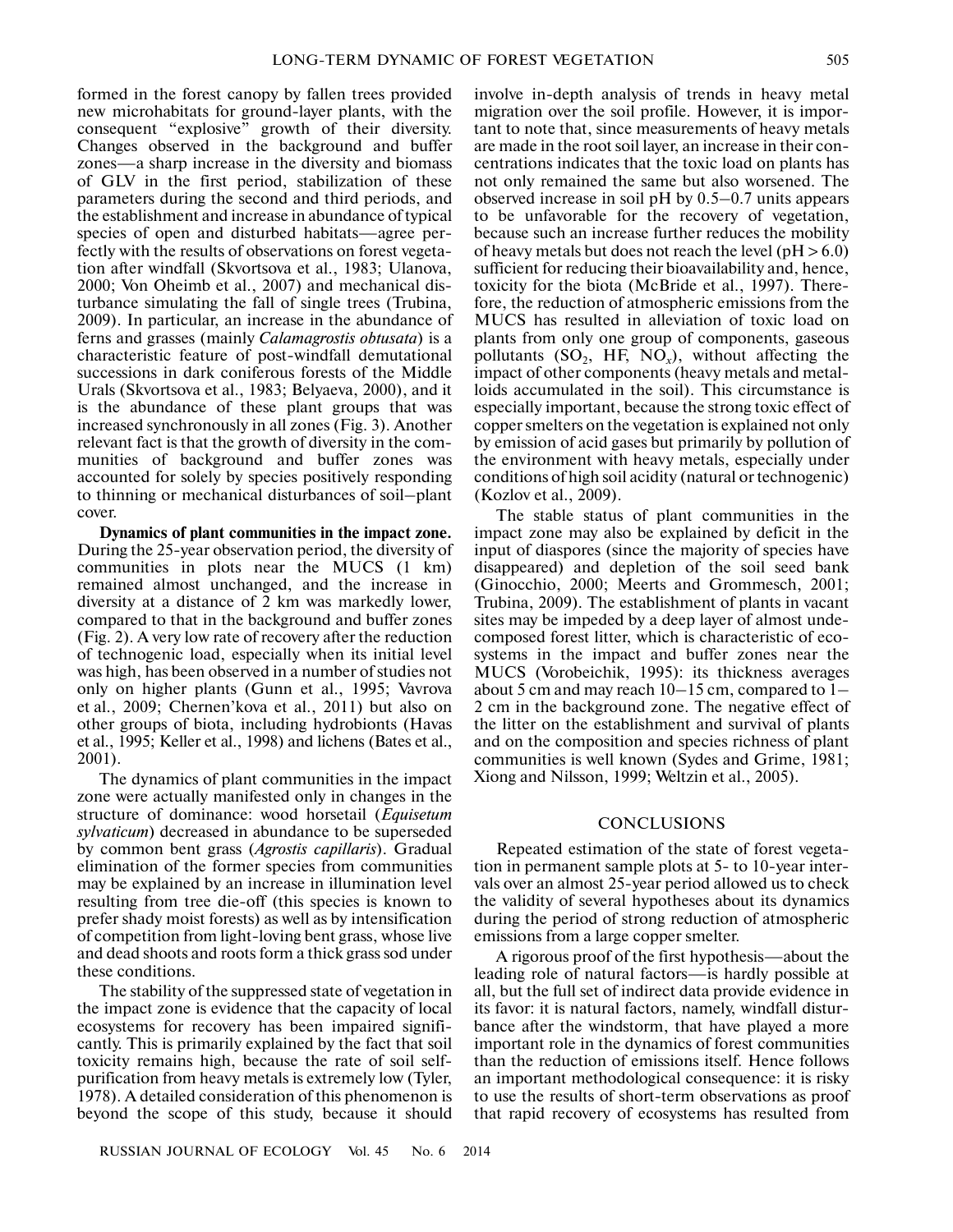formed in the forest canopy by fallen trees provided new microhabitats for ground-layer plants, with the consequent "explosive" growth of their diversity. Changes observed in the background and buffer zones—a sharp increase in the diversity and biomass of GLV in the first period, stabilization of these parameters during the second and third periods, and the establishment and increase in abundance of typical species of open and disturbed habitats—agree perfectly with the results of observations on forest vegetation after windfall (Skvortsova et al., 1983; Ulanova, 2000; Von Oheimb et al., 2007) and mechanical disturbance simulating the fall of single trees (Trubina, 2009). In particular, an increase in the abundance of ferns and grasses (mainly *Calamagrostis obtusata*) is a characteristic feature of post-windfall demutational successions in dark coniferous forests of the Middle Urals (Skvortsova et al., 1983; Belyaeva, 2000), and it is the abundance of these plant groups that was increased synchronously in all zones (Fig. 3). Another relevant fact is that the growth of diversity in the communities of background and buffer zones was accounted for solely by species positively responding to thinning or mechanical disturbances of soil–plant cover.

**Dynamics of plant communities in the impact zone.** During the 25-year observation period, the diversity of communities in plots near the MUCS (1 km) remained almost unchanged, and the increase in diversity at a distance of 2 km was markedly lower, compared to that in the background and buffer zones (Fig. 2). A very low rate of recovery after the reduction of technogenic load, especially when its initial level was high, has been observed in a number of studies not only on higher plants (Gunn et al., 1995; Vavrova et al., 2009; Chernen'kova et al., 2011) but also on other groups of biota, including hydrobionts (Havas et al., 1995; Keller et al., 1998) and lichens (Bates et al., 2001).

The dynamics of plant communities in the impact zone were actually manifested only in changes in the structure of dominance: wood horsetail (*Equisetum sylvaticum*) decreased in abundance to be superseded by common bent grass (*Agrostis capillaris*). Gradual elimination of the former species from communities may be explained by an increase in illumination level resulting from tree die-off (this species is known to prefer shady moist forests) as well as by intensification of competition from light-loving bent grass, whose live and dead shoots and roots form a thick grass sod under these conditions.

The stability of the suppressed state of vegetation in the impact zone is evidence that the capacity of local ecosystems for recovery has been impaired significantly. This is primarily explained by the fact that soil toxicity remains high, because the rate of soil self-purification from heavy metals is extremely low (Tyler, 1978). A detailed consideration of this phenomenon is beyond the scope of this study, because it should involve in-depth analysis of trends in heavy metal migration over the soil profile. However, it is important to note that, since measurements of heavy metals are made in the root soil layer, an increase in their concentrations indicates that the toxic load on plants has not only remained the same but also worsened. The observed increase in soil pH by 0.5–0.7 units appears to be unfavorable for the recovery of vegetation, because such an increase further reduces the mobility of heavy metals but does not reach the level (pH > 6.0) sufficient for reducing their bioavailability and, hence, toxicity for the biota (McBride et al., 1997). Therefore, the reduction of atmospheric emissions from the MUCS has resulted in alleviation of toxic load on plants from only one group of components, gaseous pollutants ($SO_2$, HF, $NO_x$), without affecting the impact of other components (heavy metals and metalloids accumulated in the soil). This circumstance is especially important, because the strong toxic effect of copper smelters on the vegetation is explained not only by emission of acid gases but primarily by pollution of the environment with heavy metals, especially under conditions of high soil acidity (natural or technogenic) (Kozlov et al., 2009).

The stable status of plant communities in the impact zone may also be explained by deficit in the input of diaspores (since the majority of species have disappeared) and depletion of the soil seed bank (Ginocchio, 2000; Meerts and Grommesch, 2001; Trubina, 2009). The establishment of plants in vacant sites may be impeded by a deep layer of almost undecomposed forest litter, which is characteristic of ecosystems in the impact and buffer zones near the MUCS (Vorobeichik, 1995): its thickness averages about 5 cm and may reach 10–15 cm, compared to 1–2 cm in the background zone. The negative effect of the litter on the establishment and survival of plants and on the composition and species richness of plant communities is well known (Sydes and Grime, 1981; Xiong and Nilsson, 1999; Weltzin et al., 2005).

## CONCLUSIONS

Repeated estimation of the state of forest vegetation in permanent sample plots at 5- to 10-year intervals over an almost 25-year period allowed us to check the validity of several hypotheses about its dynamics during the period of strong reduction of atmospheric emissions from a large copper smelter.

A rigorous proof of the first hypothesis—about the leading role of natural factors—is hardly possible at all, but the full set of indirect data provide evidence in its favor: it is natural factors, namely, windfall disturbance after the windstorm, that have played a more important role in the dynamics of forest communities than the reduction of emissions itself. Hence follows an important methodological consequence: it is risky to use the results of short-term observations as proof that rapid recovery of ecosystems has resulted from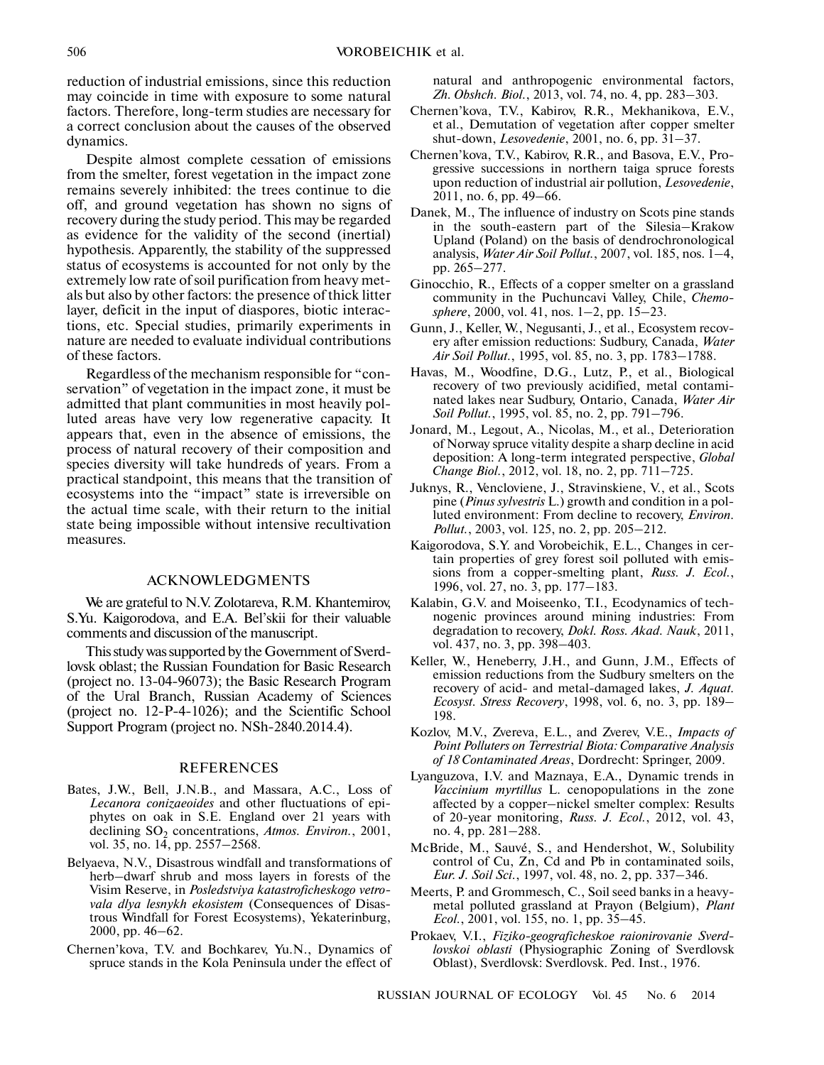reduction of industrial emissions, since this reduction may coincide in time with exposure to some natural factors. Therefore, long-term studies are necessary for a correct conclusion about the causes of the observed dynamics.

Despite almost complete cessation of emissions from the smelter, forest vegetation in the impact zone remains severely inhibited: the trees continue to die off, and ground vegetation has shown no signs of recovery during the study period. This may be regarded as evidence for the validity of the second (inertial) hypothesis. Apparently, the stability of the suppressed status of ecosystems is accounted for not only by the extremely low rate of soil purification from heavy metals but also by other factors: the presence of thick litter layer, deficit in the input of diaspores, biotic interactions, etc. Special studies, primarily experiments in nature are needed to evaluate individual contributions of these factors.

Regardless of the mechanism responsible for "conservation" of vegetation in the impact zone, it must be admitted that plant communities in most heavily polluted areas have very low regenerative capacity. It appears that, even in the absence of emissions, the process of natural recovery of their composition and species diversity will take hundreds of years. From a practical standpoint, this means that the transition of ecosystems into the "impact" state is irreversible on the actual time scale, with their return to the initial state being impossible without intensive recultivation measures.

## ACKNOWLEDGMENTS

We are grateful to N.V. Zolotareva, R.M. Khantemirov, S.Yu. Kaigorodova, and E.A. Bel'skii for their valuable comments and discussion of the manuscript.

This study was supported by the Government of Sverdlovsk oblast; the Russian Foundation for Basic Research (project no. 13-04-96073); the Basic Research Program of the Ural Branch, Russian Academy of Sciences (project no. 12-P-4-1026); and the Scientific School Support Program (project no. NSh-2840.2014.4).

## REFERENCES

Bates, J.W., Bell, J.N.B., and Massara, A.C., Loss of *Lecanora conizaeoides* and other fluctuations of epiphytes on oak in S.E. England over 21 years with declining $SO_2$ concentrations, *Atmos. Environ.*, 2001, vol. 35, no. 14, pp. 2557–2568.

Belyaeva, N.V., Disastrous windfall and transformations of herb–dwarf shrub and moss layers in forests of the Visim Reserve, in *Posledstviya katastroficheskogo vetrovala dlya lesnykh ekosistem* (Consequences of Disastrous Windfall for Forest Ecosystems), Yekaterinburg, 2000, pp. 46–62.

Chernen'kova, T.V. and Bochkarev, Yu.N., Dynamics of spruce stands in the Kola Peninsula under the effect of natural and anthropogenic environmental factors, *Zh. Obshch. Biol.*, 2013, vol. 74, no. 4, pp. 283–303.

Chernen'kova, T.V., Kabirov, R.R., Mekhanikova, E.V., et al., Demutation of vegetation after copper smelter shut-down, *Lesovedenie*, 2001, no. 6, pp. 31–37.

Chernen'kova, T.V., Kabirov, R.R., and Basova, E.V., Progressive successions in northern taiga spruce forests upon reduction of industrial air pollution, *Lesovedenie*, 2011, no. 6, pp. 49–66.

Danek, M., The influence of industry on Scots pine stands in the south-eastern part of the Silesia–Krakow Upland (Poland) on the basis of dendrochronological analysis, *Water Air Soil Pollut.*, 2007, vol. 185, nos. 1–4, pp. 265–277.

Ginocchio, R., Effects of a copper smelter on a grassland community in the Puchuncavi Valley, Chile, *Chemosphere*, 2000, vol. 41, nos. 1–2, pp. 15–23.

Gunn, J., Keller, W., Negusanti, J., et al., Ecosystem recovery after emission reductions: Sudbury, Canada, *Water Air Soil Pollut.*, 1995, vol. 85, no. 3, pp. 1783–1788.

Havas, M., Woodfine, D.G., Lutz, P., et al., Biological recovery of two previously acidified, metal contaminated lakes near Sudbury, Ontario, Canada, *Water Air Soil Pollut.*, 1995, vol. 85, no. 2, pp. 791–796.

Jonard, M., Legout, A., Nicolas, M., et al., Deterioration of Norway spruce vitality despite a sharp decline in acid deposition: A long-term integrated perspective, *Global Change Biol.*, 2012, vol. 18, no. 2, pp. 711–725.

Juknys, R., Vencloviene, J., Stravinskiene, V., et al., Scots pine (*Pinus sylvestris* L.) growth and condition in a polluted environment: From decline to recovery, *Environ. Pollut.*, 2003, vol. 125, no. 2, pp. 205–212.

Kaigorodova, S.Y. and Vorobeichik, E.L., Changes in certain properties of grey forest soil polluted with emissions from a copper-smelting plant, *Russ. J. Ecol.*, 1996, vol. 27, no. 3, pp. 177–183.

Kalabin, G.V. and Moiseenko, T.I., Ecodynamics of technogenic provinces around mining industries: From degradation to recovery, *Dokl. Ross. Akad. Nauk*, 2011, vol. 437, no. 3, pp. 398–403.

Keller, W., Heneberry, J.H., and Gunn, J.M., Effects of emission reductions from the Sudbury smelters on the recovery of acid- and metal-damaged lakes, *J. Aquat. Ecosyst. Stress Recovery*, 1998, vol. 6, no. 3, pp. 189–198.

Kozlov, M.V., Zvereva, E.L., and Zverev, V.E., *Impacts of Point Polluters on Terrestrial Biota: Comparative Analysis of 18 Contaminated Areas*, Dordrecht: Springer, 2009.

Lyanguzova, I.V. and Maznaya, E.A., Dynamic trends in *Vaccinium myrtillus* L. cenopopulations in the zone affected by a copper–nickel smelter complex: Results of 20-year monitoring, *Russ. J. Ecol.*, 2012, vol. 43, no. 4, pp. 281–288.

McBride, M., Sauvé, S., and Hendershot, W., Solubility control of Cu, Zn, Cd and Pb in contaminated soils, *Eur. J. Soil Sci.*, 1997, vol. 48, no. 2, pp. 337–346.

Meerts, P. and Grommesch, C., Soil seed banks in a heavy-metal polluted grassland at Prayon (Belgium), *Plant Ecol.*, 2001, vol. 155, no. 1, pp. 35–45.

Prokaev, V.I., *Fiziko-geograficheskoe raionirovanie Sverdlovskoi oblasti* (Physiographic Zoning of Sverdlovsk Oblast), Sverdlovsk: Sverdlovsk. Ped. Inst., 1976.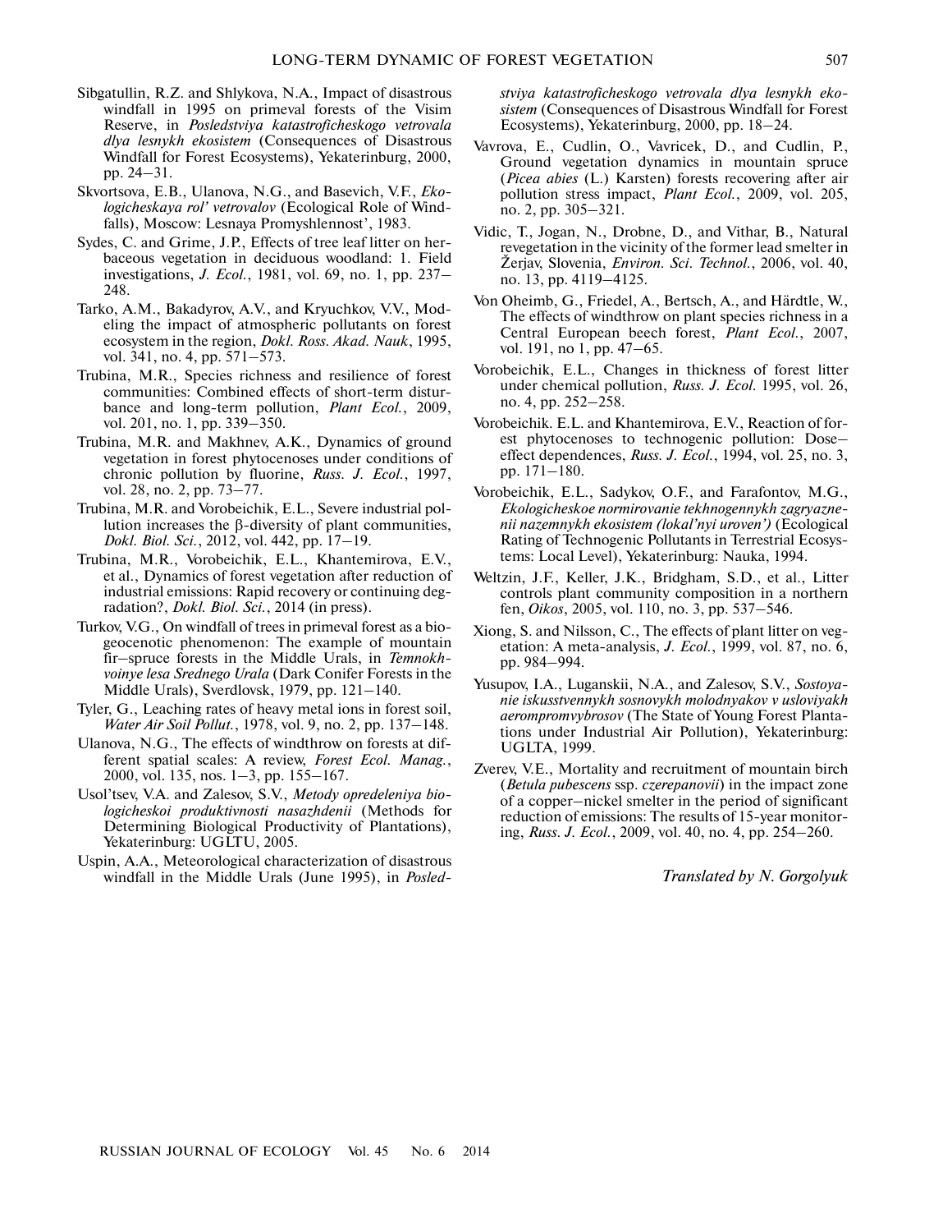Sibgatullin, R.Z. and Shlykova, N.A., Impact of disastrous windfall in 1995 on primeval forests of the Visim Reserve, in *Posledstviya katastroficheskogo vetrovala dlya lesnykh ekosistem* (Consequences of Disastrous Windfall for Forest Ecosystems), Yekaterinburg, 2000, pp. 24–31.

Skvortsova, E.B., Ulanova, N.G., and Basevich, V.F., *Ekologicheskaya rol' vetrovalov* (Ecological Role of Windfalls), Moscow: Lesnaya Promyshlennost', 1983.

Sydes, C. and Grime, J.P., Effects of tree leaf litter on herbaceous vegetation in deciduous woodland: 1. Field investigations, *J. Ecol.*, 1981, vol. 69, no. 1, pp. 237–248.

Tarko, A.M., Bakadyrov, A.V., and Kryuchkov, V.V., Modeling the impact of atmospheric pollutants on forest ecosystem in the region, *Dokl. Ross. Akad. Nauk*, 1995, vol. 341, no. 4, pp. 571–573.

Trubina, M.R., Species richness and resilience of forest communities: Combined effects of short-term disturbance and long-term pollution, *Plant Ecol.*, 2009, vol. 201, no. 1, pp. 339–350.

Trubina, M.R. and Makhnev, A.K., Dynamics of ground vegetation in forest phytocenoses under conditions of chronic pollution by fluorine, *Russ. J. Ecol.*, 1997, vol. 28, no. 2, pp. 73–77.

Trubina, M.R. and Vorobeichik, E.L., Severe industrial pollution increases the β-diversity of plant communities, *Dokl. Biol. Sci.*, 2012, vol. 442, pp. 17–19.

Trubina, M.R., Vorobeichik, E.L., Khantemirova, E.V., et al., Dynamics of forest vegetation after reduction of industrial emissions: Rapid recovery or continuing degradation?, *Dokl. Biol. Sci.*, 2014 (in press).

Turkov, V.G., On windfall of trees in primeval forest as a biogeocenotic phenomenon: The example of mountain fir–spruce forests in the Middle Urals, in *Temnokhvoinye lesa Srednego Urala* (Dark Conifer Forests in the Middle Urals), Sverdlovsk, 1979, pp. 121–140.

Tyler, G., Leaching rates of heavy metal ions in forest soil, *Water Air Soil Pollut.*, 1978, vol. 9, no. 2, pp. 137–148.

Ulanova, N.G., The effects of windthrow on forests at different spatial scales: A review, *Forest Ecol. Manag.*, 2000, vol. 135, nos. 1–3, pp. 155–167.

Usol'tsev, V.A. and Zalesov, S.V., *Metody opredeleniya biologicheskoi produktivnosti nasazhdenii* (Methods for Determining Biological Productivity of Plantations), Yekaterinburg: UGLTU, 2005.

Uspin, A.A., Meteorological characterization of disastrous windfall in the Middle Urals (June 1995), in *Posledstviya katastroficheskogo vetrovala dlya lesnykh ekosistem* (Consequences of Disastrous Windfall for Forest Ecosystems), Yekaterinburg, 2000, pp. 18–24.

Vavrova, E., Cudlin, O., Vavricek, D., and Cudlin, P., Ground vegetation dynamics in mountain spruce (*Picea abies* (L.) Karsten) forests recovering after air pollution stress impact, *Plant Ecol.*, 2009, vol. 205, no. 2, pp. 305–321.

Vidic, T., Jogan, N., Drobne, D., and Vithar, B., Natural revegetation in the vicinity of the former lead smelter in Žerjav, Slovenia, *Environ. Sci. Technol.*, 2006, vol. 40, no. 13, pp. 4119–4125.

Von Oheimb, G., Friedel, A., Bertsch, A., and Härdtle, W., The effects of windthrow on plant species richness in a Central European beech forest, *Plant Ecol.*, 2007, vol. 191, no 1, pp. 47–65.

Vorobeichik, E.L., Changes in thickness of forest litter under chemical pollution, *Russ. J. Ecol.* 1995, vol. 26, no. 4, pp. 252–258.

Vorobeichik. E.L. and Khantemirova, E.V., Reaction of forest phytocenoses to technogenic pollution: Dose–effect dependences, *Russ. J. Ecol.*, 1994, vol. 25, no. 3, pp. 171–180.

Vorobeichik, E.L., Sadykov, O.F., and Farafontov, M.G., *Ekologicheskoe normirovanie tekhnogennykh zagryaznenii nazemnykh ekosistem (lokal'nyi uroven')* (Ecological Rating of Technogenic Pollutants in Terrestrial Ecosystems: Local Level), Yekaterinburg: Nauka, 1994.

Weltzin, J.F., Keller, J.K., Bridgham, S.D., et al., Litter controls plant community composition in a northern fen, *Oikos*, 2005, vol. 110, no. 3, pp. 537–546.

Xiong, S. and Nilsson, C., The effects of plant litter on vegetation: A meta-analysis, *J. Ecol.*, 1999, vol. 87, no. 6, pp. 984–994.

Yusupov, I.A., Luganskii, N.A., and Zalesov, S.V., *Sostoyanie iskusstvennykh sosnovykh molodnyakov v usloviyakh aerompromvybrosov* (The State of Young Forest Plantations under Industrial Air Pollution), Yekaterinburg: UGLTA, 1999.

Zverev, V.E., Mortality and recruitment of mountain birch (*Betula pubescens* ssp. *czerepanovii*) in the impact zone of a copper–nickel smelter in the period of significant reduction of emissions: The results of 15-year monitoring, *Russ. J. Ecol.*, 2009, vol. 40, no. 4, pp. 254–260.

*Translated by N. Gorgolyuk*